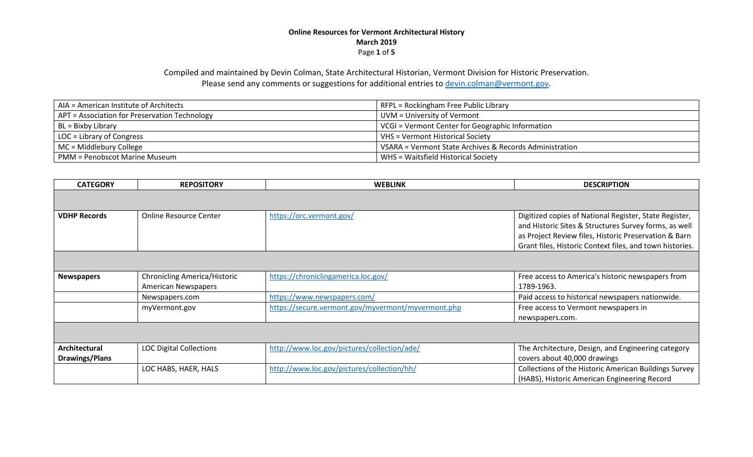**Online Resources for Vermont Architectural History**
**March 2019**

Compiled and maintained by Devin Colman, State Architectural Historian, Vermont Division for Historic Preservation.
Please send any comments or suggestions for additional entries to devin.colman@vermont.gov.

| | |
|---|---|
| AIA = American Institute of Architects | RFPL = Rockingham Free Public Library |
| APT = Association for Preservation Technology | UVM = University of Vermont |
| BL = Bixby Library | VCGI = Vermont Center for Geographic Information |
| LOC = Library of Congress | VHS = Vermont Historical Society |
| MC = Middlebury College | VSARA = Vermont State Archives & Records Administration |
| PMM = Penobscot Marine Museum | WHS = Waitsfield Historical Society |

| CATEGORY | REPOSITORY | WEBLINK | DESCRIPTION |
|---|---|---|---|
| | | | |
| **VDHP Records** | Online Resource Center | https://orc.vermont.gov/ | Digitized copies of National Register, State Register, and Historic Sites & Structures Survey forms, as well as Project Review files, Historic Preservation & Barn Grant files, Historic Context files, and town histories. |
| | | | |
| **Newspapers** | Chronicling America/Historic American Newspapers | https://chroniclingamerica.loc.gov/ | Free access to America's historic newspapers from 1789-1963. |
| | Newspapers.com | https://www.newspapers.com/ | Paid access to historical newspapers nationwide. |
| | myVermont.gov | https://secure.vermont.gov/myvermont/myvermont.php | Free access to Vermont newspapers in newspapers.com. |
| | | | |
| **Architectural Drawings/Plans** | LOC Digital Collections | http://www.loc.gov/pictures/collection/ade/ | The Architecture, Design, and Engineering category covers about 40,000 drawings |
| | LOC HABS, HAER, HALS | http://www.loc.gov/pictures/collection/hh/ | Collections of the Historic American Buildings Survey (HABS), Historic American Engineering Record |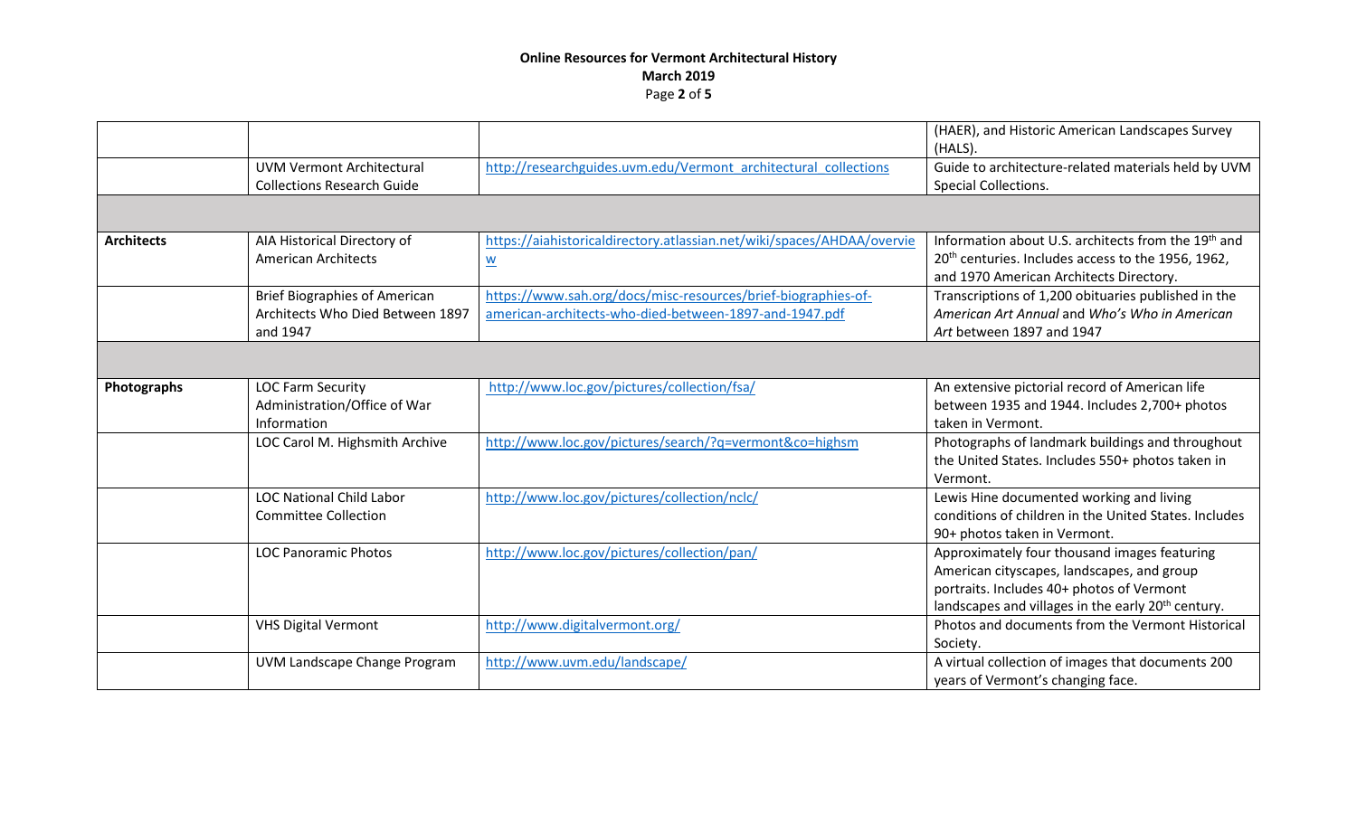| | | | |
|---|---|---|---|
| | | | (HAER), and Historic American Landscapes Survey (HALS). |
| | UVM Vermont Architectural Collections Research Guide | http://researchguides.uvm.edu/Vermont_architectural_collections | Guide to architecture-related materials held by UVM Special Collections. |
| | | | |
| **Architects** | AIA Historical Directory of American Architects | https://aiahistoricaldirectory.atlassian.net/wiki/spaces/AHDAA/overview | Information about U.S. architects from the 19th and 20th centuries. Includes access to the 1956, 1962, and 1970 American Architects Directory. |
| | Brief Biographies of American Architects Who Died Between 1897 and 1947 | https://www.sah.org/docs/misc-resources/brief-biographies-of-american-architects-who-died-between-1897-and-1947.pdf | Transcriptions of 1,200 obituaries published in the *American Art Annual* and *Who's Who in American Art* between 1897 and 1947 |
| | | | |
| **Photographs** | LOC Farm Security Administration/Office of War Information | http://www.loc.gov/pictures/collection/fsa/ | An extensive pictorial record of American life between 1935 and 1944. Includes 2,700+ photos taken in Vermont. |
| | LOC Carol M. Highsmith Archive | http://www.loc.gov/pictures/search/?q=vermont&co=highsm | Photographs of landmark buildings and throughout the United States. Includes 550+ photos taken in Vermont. |
| | LOC National Child Labor Committee Collection | http://www.loc.gov/pictures/collection/nclc/ | Lewis Hine documented working and living conditions of children in the United States. Includes 90+ photos taken in Vermont. |
| | LOC Panoramic Photos | http://www.loc.gov/pictures/collection/pan/ | Approximately four thousand images featuring American cityscapes, landscapes, and group portraits. Includes 40+ photos of Vermont landscapes and villages in the early 20th century. |
| | VHS Digital Vermont | http://www.digitalvermont.org/ | Photos and documents from the Vermont Historical Society. |
| | UVM Landscape Change Program | http://www.uvm.edu/landscape/ | A virtual collection of images that documents 200 years of Vermont's changing face. |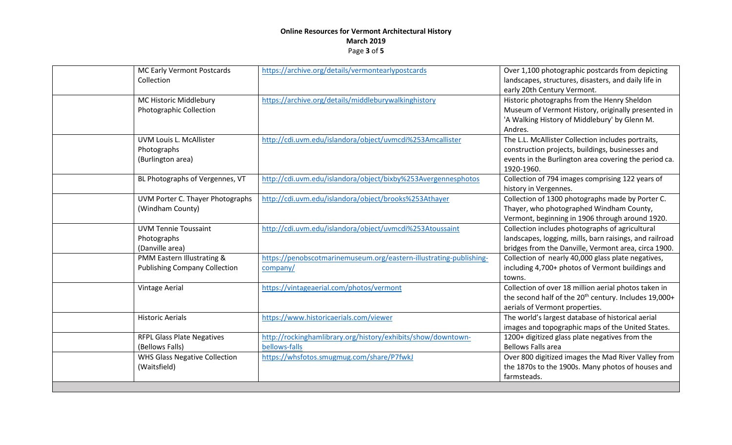| | | | |
|---|---|---|---|
| | MC Early Vermont Postcards Collection | https://archive.org/details/vermontearlypostcards | Over 1,100 photographic postcards from depicting landscapes, structures, disasters, and daily life in early 20th Century Vermont. |
| | MC Historic Middlebury Photographic Collection | https://archive.org/details/middleburywalkinghistory | Historic photographs from the Henry Sheldon Museum of Vermont History, originally presented in 'A Walking History of Middlebury' by Glenn M. Andres. |
| | UVM Louis L. McAllister Photographs (Burlington area) | http://cdi.uvm.edu/islandora/object/uvmcdi%253Amcallister | The L.L. McAllister Collection includes portraits, construction projects, buildings, businesses and events in the Burlington area covering the period ca. 1920-1960. |
| | BL Photographs of Vergennes, VT | http://cdi.uvm.edu/islandora/object/bixby%253Avergennesphotos | Collection of 794 images comprising 122 years of history in Vergennes. |
| | UVM Porter C. Thayer Photographs (Windham County) | http://cdi.uvm.edu/islandora/object/brooks%253Athayer | Collection of 1300 photographs made by Porter C. Thayer, who photographed Windham County, Vermont, beginning in 1906 through around 1920. |
| | UVM Tennie Toussaint Photographs (Danville area) | http://cdi.uvm.edu/islandora/object/uvmcdi%253Atoussaint | Collection includes photographs of agricultural landscapes, logging, mills, barn raisings, and railroad bridges from the Danville, Vermont area, circa 1900. |
| | PMM Eastern Illustrating & Publishing Company Collection | https://penobscotmarinemuseum.org/eastern-illustrating-publishing-company/ | Collection of nearly 40,000 glass plate negatives, including 4,700+ photos of Vermont buildings and towns. |
| | Vintage Aerial | https://vintageaerial.com/photos/vermont | Collection of over 18 million aerial photos taken in the second half of the 20th century. Includes 19,000+ aerials of Vermont properties. |
| | Historic Aerials | https://www.historicaerials.com/viewer | The world's largest database of historical aerial images and topographic maps of the United States. |
| | RFPL Glass Plate Negatives (Bellows Falls) | http://rockinghamlibrary.org/history/exhibits/show/downtown-bellows-falls | 1200+ digitized glass plate negatives from the Bellows Falls area |
| | WHS Glass Negative Collection (Waitsfield) | https://whsfotos.smugmug.com/share/P7fwkJ | Over 800 digitized images the Mad River Valley from the 1870s to the 1900s. Many photos of houses and farmsteads. |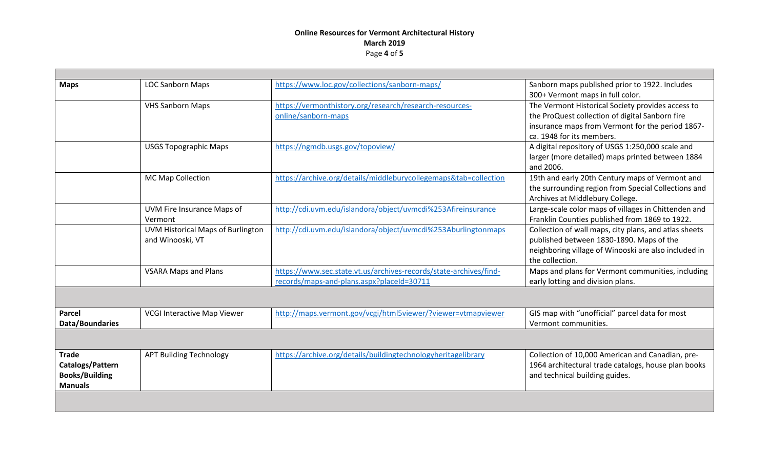| | | | |
|---|---|---|---|
| **Maps** | LOC Sanborn Maps | https://www.loc.gov/collections/sanborn-maps/ | Sanborn maps published prior to 1922. Includes 300+ Vermont maps in full color. |
| | VHS Sanborn Maps | https://vermonthistory.org/research/research-resources-online/sanborn-maps | The Vermont Historical Society provides access to the ProQuest collection of digital Sanborn fire insurance maps from Vermont for the period 1867-ca. 1948 for its members. |
| | USGS Topographic Maps | https://ngmdb.usgs.gov/topoview/ | A digital repository of USGS 1:250,000 scale and larger (more detailed) maps printed between 1884 and 2006. |
| | MC Map Collection | https://archive.org/details/middleburycollegemaps&tab=collection | 19th and early 20th Century maps of Vermont and the surrounding region from Special Collections and Archives at Middlebury College. |
| | UVM Fire Insurance Maps of Vermont | http://cdi.uvm.edu/islandora/object/uvmcdi%253Afireinsurance | Large-scale color maps of villages in Chittenden and Franklin Counties published from 1869 to 1922. |
| | UVM Historical Maps of Burlington and Winooski, VT | http://cdi.uvm.edu/islandora/object/uvmcdi%253Aburlingtonmaps | Collection of wall maps, city plans, and atlas sheets published between 1830-1890. Maps of the neighboring village of Winooski are also included in the collection. |
| | VSARA Maps and Plans | https://www.sec.state.vt.us/archives-records/state-archives/find-records/maps-and-plans.aspx?placeId=30711 | Maps and plans for Vermont communities, including early lotting and division plans. |
| | | | |
| **Parcel Data/Boundaries** | VCGI Interactive Map Viewer | http://maps.vermont.gov/vcgi/html5viewer/?viewer=vtmapviewer | GIS map with "unofficial" parcel data for most Vermont communities. |
| | | | |
| **Trade Catalogs/Pattern Books/Building Manuals** | APT Building Technology | https://archive.org/details/buildingtechnologyheritagelibrary | Collection of 10,000 American and Canadian, pre-1964 architectural trade catalogs, house plan books and technical building guides. |
| | | | |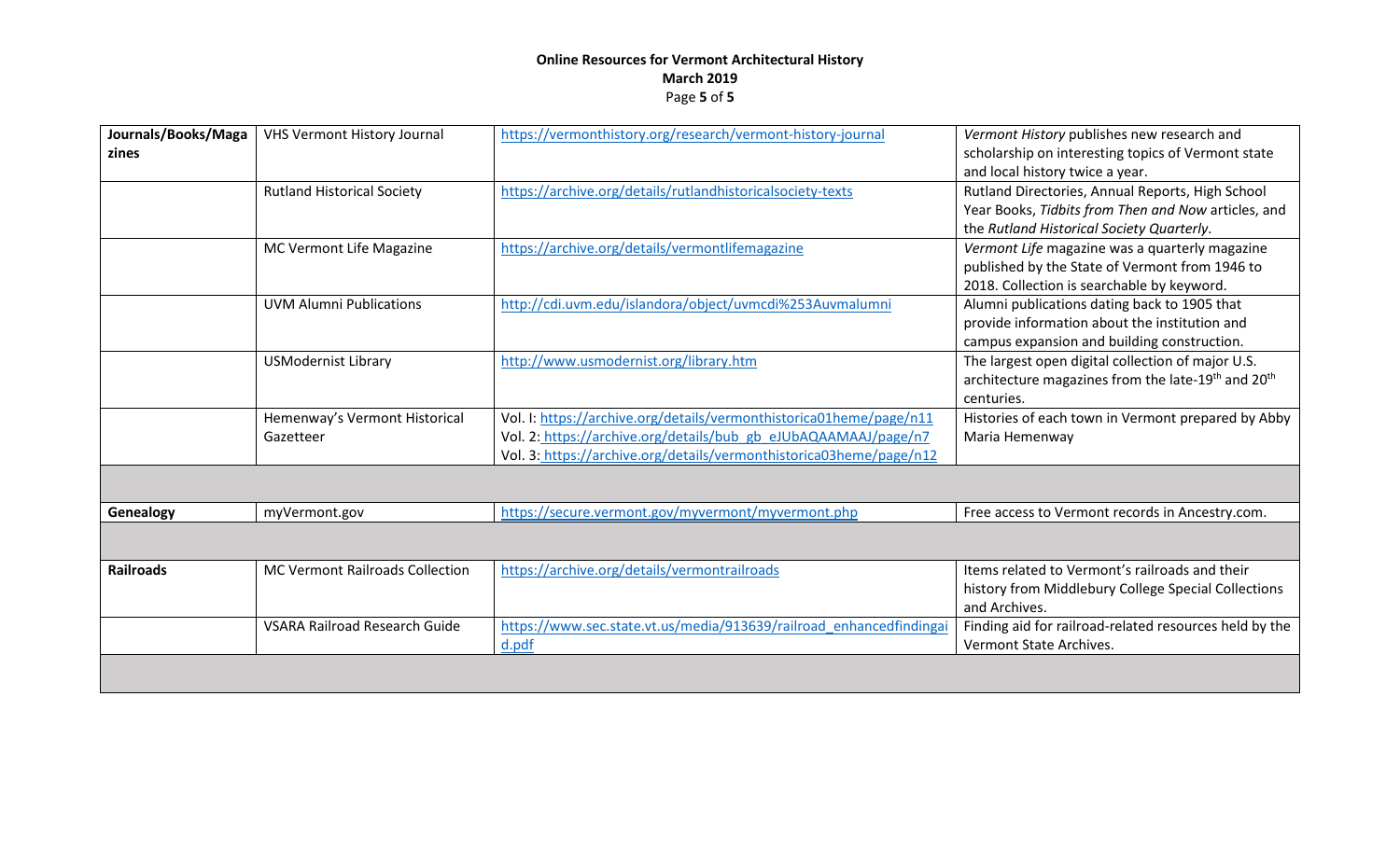| | | | |
|---|---|---|---|
| **Journals/Books/Magazines** | VHS Vermont History Journal | https://vermonthistory.org/research/vermont-history-journal | *Vermont History* publishes new research and scholarship on interesting topics of Vermont state and local history twice a year. |
| | Rutland Historical Society | https://archive.org/details/rutlandhistoricalsociety-texts | Rutland Directories, Annual Reports, High School Year Books, *Tidbits from Then and Now* articles, and the *Rutland Historical Society Quarterly*. |
| | MC Vermont Life Magazine | https://archive.org/details/vermontlifemagazine | *Vermont Life* magazine was a quarterly magazine published by the State of Vermont from 1946 to 2018. Collection is searchable by keyword. |
| | UVM Alumni Publications | http://cdi.uvm.edu/islandora/object/uvmcdi%253Auvmalumni | Alumni publications dating back to 1905 that provide information about the institution and campus expansion and building construction. |
| | USModernist Library | http://www.usmodernist.org/library.htm | The largest open digital collection of major U.S. architecture magazines from the late-19th and 20th centuries. |
| | Hemenway's Vermont Historical Gazetteer | Vol. I: https://archive.org/details/vermonthistorica01heme/page/n11<br>Vol. 2: https://archive.org/details/bub_gb_eJUbAQAAMAAJ/page/n7<br>Vol. 3: https://archive.org/details/vermonthistorica03heme/page/n12 | Histories of each town in Vermont prepared by Abby Maria Hemenway |
| | | | |
| **Genealogy** | myVermont.gov | https://secure.vermont.gov/myvermont/myvermont.php | Free access to Vermont records in Ancestry.com. |
| | | | |
| **Railroads** | MC Vermont Railroads Collection | https://archive.org/details/vermontrailroads | Items related to Vermont's railroads and their history from Middlebury College Special Collections and Archives. |
| | VSARA Railroad Research Guide | https://www.sec.state.vt.us/media/913639/railroad_enhancedfindingaid.pdf | Finding aid for railroad-related resources held by the Vermont State Archives. |
| | | | |